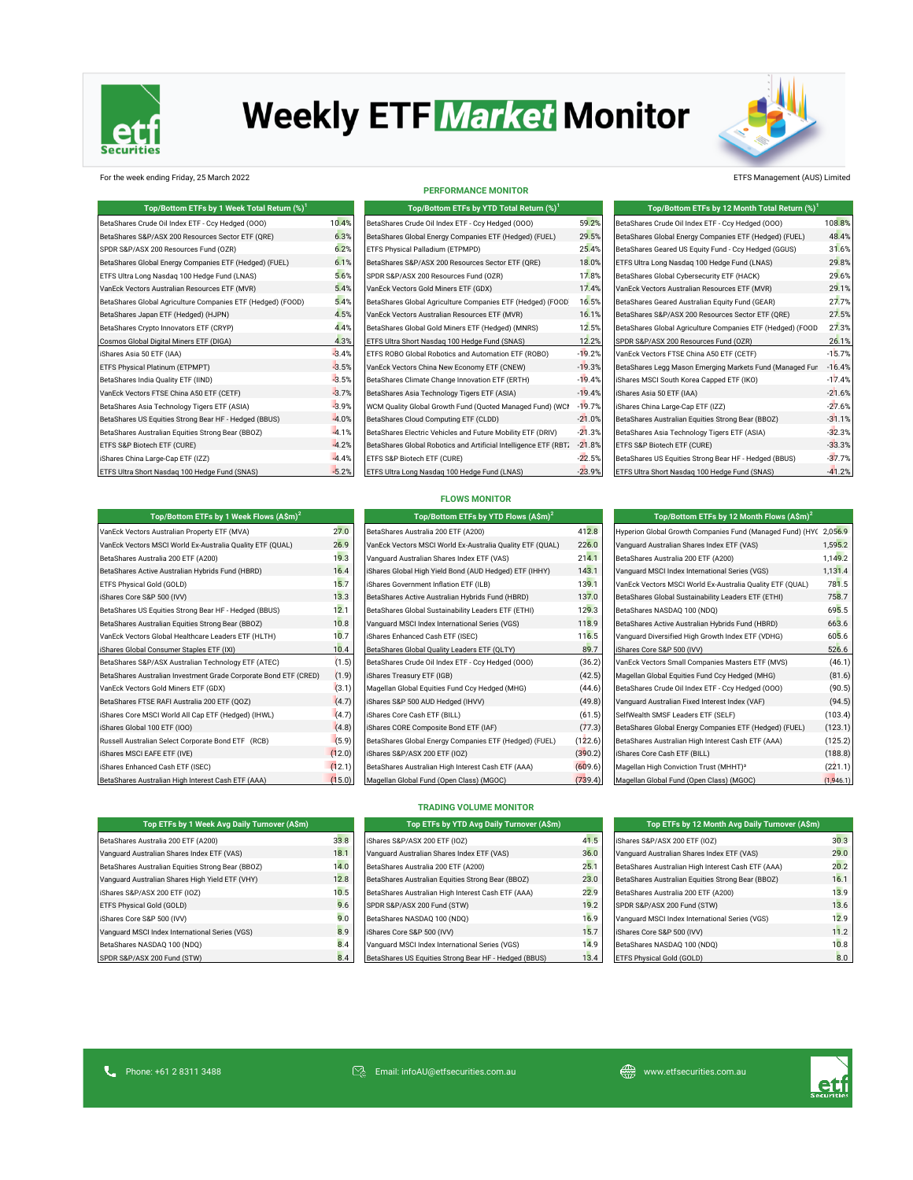# Weekly ETF Market Monitor

For the week ending Friday, 25 March 2022

ETFS Management (AUS) Limited

## PERFORMANCE MONITOR

| Top/Bottom ETFs by 1 Week Total Return (%)[1] | |
|---|---|
| BetaShares Crude Oil Index ETF - Ccy Hedged (OOO) | 10.4% |
| BetaShares S&P/ASX 200 Resources Sector ETF (QRE) | 6.3% |
| SPDR S&P/ASX 200 Resources Fund (OZR) | 6.2% |
| BetaShares Global Energy Companies ETF (Hedged) (FUEL) | 6.1% |
| ETFS Ultra Long Nasdaq 100 Hedge Fund (LNAS) | 5.6% |
| VanEck Vectors Australian Resources ETF (MVR) | 5.4% |
| BetaShares Global Agriculture Companies ETF (Hedged) (FOOD) | 5.4% |
| BetaShares Japan ETF (Hedged) (HJPN) | 4.5% |
| BetaShares Crypto Innovators ETF (CRYP) | 4.4% |
| Cosmos Global Digital Miners ETF (DIGA) | 4.3% |
| iShares Asia 50 ETF (IAA) | -3.4% |
| ETFS Physical Platinum (ETPMPT) | -3.5% |
| BetaShares India Quality ETF (IIND) | -3.5% |
| VanEck Vectors FTSE China A50 ETF (CETF) | -3.7% |
| BetaShares Asia Technology Tigers ETF (ASIA) | -3.9% |
| BetaShares US Equities Strong Bear HF - Hedged (BBUS) | -4.0% |
| BetaShares Australian Equities Strong Bear (BBOZ) | -4.1% |
| ETFS S&P Biotech ETF (CURE) | -4.2% |
| iShares China Large-Cap ETF (IZZ) | -4.4% |
| ETFS Ultra Short Nasdaq 100 Hedge Fund (SNAS) | -5.2% |

| Top/Bottom ETFs by YTD Total Return (%)[1] | |
|---|---|
| BetaShares Crude Oil Index ETF - Ccy Hedged (OOO) | 59.2% |
| BetaShares Global Energy Companies ETF (Hedged) (FUEL) | 29.5% |
| ETFS Physical Palladium (ETPMPD) | 25.4% |
| BetaShares S&P/ASX 200 Resources Sector ETF (QRE) | 18.0% |
| SPDR S&P/ASX 200 Resources Fund (OZR) | 17.8% |
| VanEck Vectors Gold Miners ETF (GDX) | 17.4% |
| BetaShares Global Agriculture Companies ETF (Hedged) (FOOD | 16.5% |
| VanEck Vectors Australian Resources ETF (MVR) | 16.1% |
| BetaShares Global Gold Miners ETF (Hedged) (MNRS) | 12.5% |
| ETFS Ultra Short Nasdaq 100 Hedge Fund (SNAS) | 12.2% |
| ETFS ROBO Global Robotics and Automation ETF (ROBO) | -19.2% |
| VanEck Vectors China New Economy ETF (CNEW) | -19.3% |
| BetaShares Climate Change Innovation ETF (ERTH) | -19.4% |
| BetaShares Asia Technology Tigers ETF (ASIA) | -19.4% |
| WCM Quality Global Growth Fund (Quoted Managed Fund) (WCM | -19.7% |
| BetaShares Cloud Computing ETF (CLDD) | -21.0% |
| BetaShares Electric Vehicles and Future Mobility ETF (DRIV) | -21.3% |
| BetaShares Global Robotics and Artificial Intelligence ETF (RBTZ | -21.8% |
| ETFS S&P Biotech ETF (CURE) | -22.5% |
| ETFS Ultra Long Nasdaq 100 Hedge Fund (LNAS) | -23.9% |

| Top/Bottom ETFs by 12 Month Total Return (%)[1] | |
|---|---|
| BetaShares Crude Oil Index ETF - Ccy Hedged (OOO) | 108.8% |
| BetaShares Global Energy Companies ETF (Hedged) (FUEL) | 48.4% |
| BetaShares Geared US Equity Fund - Ccy Hedged (GGUS) | 31.6% |
| ETFS Ultra Long Nasdaq 100 Hedge Fund (LNAS) | 29.8% |
| BetaShares Global Cybersecurity ETF (HACK) | 29.6% |
| VanEck Vectors Australian Resources ETF (MVR) | 29.1% |
| BetaShares Geared Australian Equity Fund (GEAR) | 27.7% |
| BetaShares S&P/ASX 200 Resources Sector ETF (QRE) | 27.5% |
| BetaShares Global Agriculture Companies ETF (Hedged) (FOOD | 27.3% |
| SPDR S&P/ASX 200 Resources Fund (OZR) | 26.1% |
| VanEck Vectors FTSE China A50 ETF (CETF) | -15.7% |
| BetaShares Legg Mason Emerging Markets Fund (Managed Fur | -16.4% |
| iShares MSCI South Korea Capped ETF (IKO) | -17.4% |
| iShares Asia 50 ETF (IAA) | -21.6% |
| iShares China Large-Cap ETF (IZZ) | -27.6% |
| BetaShares Australian Equities Strong Bear (BBOZ) | -31.1% |
| BetaShares Asia Technology Tigers ETF (ASIA) | -32.3% |
| ETFS S&P Biotech ETF (CURE) | -33.3% |
| BetaShares US Equities Strong Bear HF - Hedged (BBUS) | -37.7% |
| ETFS Ultra Short Nasdaq 100 Hedge Fund (SNAS) | -41.2% |

## FLOWS MONITOR

| Top/Bottom ETFs by 1 Week Flows (A$m)[2] | |
|---|---|
| VanEck Vectors Australian Property ETF (MVA) | 27.0 |
| VanEck Vectors MSCI World Ex-Australia Quality ETF (QUAL) | 26.9 |
| BetaShares Australia 200 ETF (A200) | 19.3 |
| BetaShares Active Australian Hybrids Fund (HBRD) | 16.4 |
| ETFS Physical Gold (GOLD) | 15.7 |
| iShares Core S&P 500 (IVV) | 13.3 |
| BetaShares US Equities Strong Bear HF - Hedged (BBUS) | 12.1 |
| BetaShares Australian Equities Strong Bear (BBOZ) | 10.8 |
| VanEck Vectors Global Healthcare Leaders ETF (HLTH) | 10.7 |
| iShares Global Consumer Staples ETF (IXI) | 10.4 |
| BetaShares S&P/ASX Australian Technology ETF (ATEC) | (1.5) |
| BetaShares Australian Investment Grade Corporate Bond ETF (CRED) | (1.9) |
| VanEck Vectors Gold Miners ETF (GDX) | (3.1) |
| BetaShares FTSE RAFI Australia 200 ETF (QOZ) | (4.7) |
| iShares Core MSCI World All Cap ETF (Hedged) (IHWL) | (4.7) |
| iShares Global 100 ETF (IOO) | (4.8) |
| Russell Australian Select Corporate Bond ETF (RCB) | (5.9) |
| iShares MSCI EAFE ETF (IVE) | (12.0) |
| iShares Enhanced Cash ETF (ISEC) | (12.1) |
| BetaShares Australian High Interest Cash ETF (AAA) | (15.0) |

| Top/Bottom ETFs by YTD Flows (A$m)[2] | |
|---|---|
| BetaShares Australia 200 ETF (A200) | 412.8 |
| VanEck Vectors MSCI World Ex-Australia Quality ETF (QUAL) | 226.0 |
| Vanguard Australian Shares Index ETF (VAS) | 214.1 |
| iShares Global High Yield Bond (AUD Hedged) ETF (IHHY) | 143.1 |
| iShares Government Inflation ETF (ILB) | 139.1 |
| BetaShares Active Australian Hybrids Fund (HBRD) | 137.0 |
| BetaShares Global Sustainability Leaders ETF (ETHI) | 129.3 |
| Vanguard MSCI Index International Series (VGS) | 118.9 |
| iShares Enhanced Cash ETF (ISEC) | 116.5 |
| BetaShares Global Quality Leaders ETF (QLTY) | 89.7 |
| BetaShares Crude Oil Index ETF - Ccy Hedged (OOO) | (36.2) |
| iShares Treasury ETF (IGB) | (42.5) |
| Magellan Global Equities Fund Ccy Hedged (MHG) | (44.6) |
| iShares S&P 500 AUD Hedged (IHVV) | (49.8) |
| iShares Core Cash ETF (BILL) | (61.5) |
| iShares CORE Composite Bond ETF (IAF) | (77.3) |
| BetaShares Global Energy Companies ETF (Hedged) (FUEL) | (122.6) |
| iShares S&P/ASX 200 ETF (IOZ) | (390.2) |
| BetaShares Australian High Interest Cash ETF (AAA) | (609.6) |
| Magellan Global Fund (Open Class) (MGOC) | (739.4) |

| Top/Bottom ETFs by 12 Month Flows (A$m)[2] | |
|---|---|
| Hyperion Global Growth Companies Fund (Managed Fund) (HYC | 2,056.9 |
| Vanguard Australian Shares Index ETF (VAS) | 1,595.2 |
| BetaShares Australia 200 ETF (A200) | 1,149.2 |
| Vanguard MSCI Index International Series (VGS) | 1,131.4 |
| VanEck Vectors MSCI World Ex-Australia Quality ETF (QUAL) | 781.5 |
| BetaShares Global Sustainability Leaders ETF (ETHI) | 758.7 |
| BetaShares NASDAQ 100 (NDQ) | 695.5 |
| BetaShares Active Australian Hybrids Fund (HBRD) | 663.6 |
| Vanguard Diversified High Growth Index ETF (VDHG) | 605.6 |
| iShares Core S&P 500 (IVV) | 526.6 |
| VanEck Vectors Small Companies Masters ETF (MVS) | (46.1) |
| Magellan Global Equities Fund Ccy Hedged (MHG) | (81.6) |
| BetaShares Crude Oil Index ETF - Ccy Hedged (OOO) | (90.5) |
| Vanguard Australian Fixed Interest Index (VAF) | (94.5) |
| SelfWealth SMSF Leaders ETF (SELF) | (103.4) |
| BetaShares Global Energy Companies ETF (Hedged) (FUEL) | (123.1) |
| BetaShares Australian High Interest Cash ETF (AAA) | (125.2) |
| iShares Core Cash ETF (BILL) | (188.8) |
| Magellan High Conviction Trust (MHHT)[3] | (221.1) |
| Magellan Global Fund (Open Class) (MGOC) | (1,946.1) |

## TRADING VOLUME MONITOR

| Top ETFs by 1 Week Avg Daily Turnover (A$m) | |
|---|---|
| BetaShares Australia 200 ETF (A200) | 33.8 |
| Vanguard Australian Shares Index ETF (VAS) | 18.1 |
| BetaShares Australian Equities Strong Bear (BBOZ) | 14.0 |
| Vanguard Australian Shares High Yield ETF (VHY) | 12.8 |
| iShares S&P/ASX 200 ETF (IOZ) | 10.5 |
| ETFS Physical Gold (GOLD) | 9.6 |
| iShares Core S&P 500 (IVV) | 9.0 |
| Vanguard MSCI Index International Series (VGS) | 8.9 |
| BetaShares NASDAQ 100 (NDQ) | 8.4 |
| SPDR S&P/ASX 200 Fund (STW) | 8.4 |

| Top ETFs by YTD Avg Daily Turnover (A$m) | |
|---|---|
| iShares S&P/ASX 200 ETF (IOZ) | 41.5 |
| Vanguard Australian Shares Index ETF (VAS) | 36.0 |
| BetaShares Australia 200 ETF (A200) | 25.1 |
| BetaShares Australian Equities Strong Bear (BBOZ) | 23.0 |
| BetaShares Australian High Interest Cash ETF (AAA) | 22.9 |
| SPDR S&P/ASX 200 Fund (STW) | 19.2 |
| BetaShares NASDAQ 100 (NDQ) | 16.9 |
| iShares Core S&P 500 (IVV) | 15.7 |
| Vanguard MSCI Index International Series (VGS) | 14.9 |
| BetaShares US Equities Strong Bear HF - Hedged (BBUS) | 13.4 |

| Top ETFs by 12 Month Avg Daily Turnover (A$m) | |
|---|---|
| iShares S&P/ASX 200 ETF (IOZ) | 30.3 |
| Vanguard Australian Shares Index ETF (VAS) | 29.0 |
| BetaShares Australian High Interest Cash ETF (AAA) | 20.2 |
| BetaShares Australian Equities Strong Bear (BBOZ) | 16.1 |
| BetaShares Australia 200 ETF (A200) | 13.9 |
| SPDR S&P/ASX 200 Fund (STW) | 13.6 |
| Vanguard MSCI Index International Series (VGS) | 12.9 |
| iShares Core S&P 500 (IVV) | 11.2 |
| BetaShares NASDAQ 100 (NDQ) | 10.8 |
| ETFS Physical Gold (GOLD) | 8.0 |

Phone: +61 2 8311 3488    Email: infoAU@etfsecurities.com.au    www.etfsecurities.com.au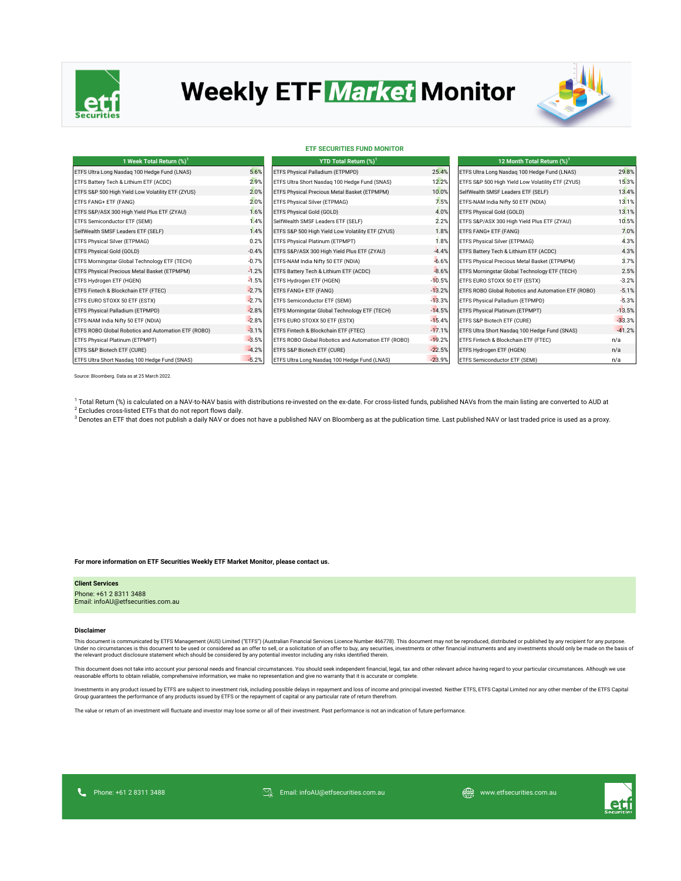# Weekly ETF Market Monitor

## ETF SECURITIES FUND MONITOR

| 1 Week Total Return (%)[1] | |
|---|---|
| ETFS Ultra Long Nasdaq 100 Hedge Fund (LNAS) | 5.6% |
| ETFS Battery Tech & Lithium ETF (ACDC) | 2.9% |
| ETFS S&P 500 High Yield Low Volatility ETF (ZYUS) | 2.0% |
| ETFS FANG+ ETF (FANG) | 2.0% |
| ETFS S&P/ASX 300 High Yield Plus ETF (ZYAU) | 1.6% |
| ETFS Semiconductor ETF (SEMI) | 1.4% |
| SelfWealth SMSF Leaders ETF (SELF) | 1.4% |
| ETFS Physical Silver (ETPMAG) | 0.2% |
| ETFS Physical Gold (GOLD) | -0.4% |
| ETFS Morningstar Global Technology ETF (TECH) | -0.7% |
| ETFS Physical Precious Metal Basket (ETPMPM) | -1.2% |
| ETFS Hydrogen ETF (HGEN) | -1.5% |
| ETFS Fintech & Blockchain ETF (FTEC) | -2.7% |
| ETFS EURO STOXX 50 ETF (ESTX) | -2.7% |
| ETFS Physical Palladium (ETPMPD) | -2.8% |
| ETFS-NAM India Nifty 50 ETF (NDIA) | -2.8% |
| ETFS ROBO Global Robotics and Automation ETF (ROBO) | -3.1% |
| ETFS Physical Platinum (ETPMPT) | -3.5% |
| ETFS S&P Biotech ETF (CURE) | -4.2% |
| ETFS Ultra Short Nasdaq 100 Hedge Fund (SNAS) | -5.2% |

| YTD Total Return (%)[1] | |
|---|---|
| ETFS Physical Palladium (ETPMPD) | 25.4% |
| ETFS Ultra Short Nasdaq 100 Hedge Fund (SNAS) | 12.2% |
| ETFS Physical Precious Metal Basket (ETPMPM) | 10.0% |
| ETFS Physical Silver (ETPMAG) | 7.5% |
| ETFS Physical Gold (GOLD) | 4.0% |
| SelfWealth SMSF Leaders ETF (SELF) | 2.2% |
| ETFS S&P 500 High Yield Low Volatility ETF (ZYUS) | 1.8% |
| ETFS Physical Platinum (ETPMPT) | 1.8% |
| ETFS S&P/ASX 300 High Yield Plus ETF (ZYAU) | -4.4% |
| ETFS-NAM India Nifty 50 ETF (NDIA) | -6.6% |
| ETFS Battery Tech & Lithium ETF (ACDC) | -8.6% |
| ETFS Hydrogen ETF (HGEN) | -10.5% |
| ETFS FANG+ ETF (FANG) | -13.2% |
| ETFS Semiconductor ETF (SEMI) | -13.3% |
| ETFS Morningstar Global Technology ETF (TECH) | -14.5% |
| ETFS EURO STOXX 50 ETF (ESTX) | -15.4% |
| ETFS Fintech & Blockchain ETF (FTEC) | -17.1% |
| ETFS ROBO Global Robotics and Automation ETF (ROBO) | -19.2% |
| ETFS S&P Biotech ETF (CURE) | -22.5% |
| ETFS Ultra Long Nasdaq 100 Hedge Fund (LNAS) | -23.9% |

| 12 Month Total Return (%)[1] | |
|---|---|
| ETFS Ultra Long Nasdaq 100 Hedge Fund (LNAS) | 29.8% |
| ETFS S&P 500 High Yield Low Volatility ETF (ZYUS) | 15.3% |
| SelfWealth SMSF Leaders ETF (SELF) | 13.4% |
| ETFS-NAM India Nifty 50 ETF (NDIA) | 13.1% |
| ETFS Physical Gold (GOLD) | 13.1% |
| ETFS S&P/ASX 300 High Yield Plus ETF (ZYAU) | 10.5% |
| ETFS FANG+ ETF (FANG) | 7.0% |
| ETFS Physical Silver (ETPMAG) | 4.3% |
| ETFS Battery Tech & Lithium ETF (ACDC) | 4.3% |
| ETFS Physical Precious Metal Basket (ETPMPM) | 3.7% |
| ETFS Morningstar Global Technology ETF (TECH) | 2.5% |
| ETFS EURO STOXX 50 ETF (ESTX) | -3.2% |
| ETFS ROBO Global Robotics and Automation ETF (ROBO) | -5.1% |
| ETFS Physical Palladium (ETPMPD) | -5.3% |
| ETFS Physical Platinum (ETPMPT) | -13.5% |
| ETFS S&P Biotech ETF (CURE) | -33.3% |
| ETFS Ultra Short Nasdaq 100 Hedge Fund (SNAS) | -41.2% |
| ETFS Fintech & Blockchain ETF (FTEC) | n/a |
| ETFS Hydrogen ETF (HGEN) | n/a |
| ETFS Semiconductor ETF (SEMI) | n/a |

Source: Bloomberg. Data as at 25 March 2022.

[1] Total Return (%) is calculated on a NAV-to-NAV basis with distributions re-invested on the ex-date. For cross-listed funds, published NAVs from the main listing are converted to AUD at
[2] Excludes cross-listed ETFs that do not report flows daily.
[3] Denotes an ETF that does not publish a daily NAV or does not have a published NAV on Bloomberg as at the publication time. Last published NAV or last traded price is used as a proxy.

**For more information on ETF Securities Weekly ETF Market Monitor, please contact us.**

**Client Services**
Phone: +61 2 8311 3488
Email: infoAU@etfsecurities.com.au

**Disclaimer**

This document is communicated by ETFS Management (AUS) Limited ("ETFS") (Australian Financial Services Licence Number 466778). This document may not be reproduced, distributed or published by any recipient for any purpose. Under no circumstances is this document to be used or considered as an offer to sell, or a solicitation of an offer to buy, any securities, investments or other financial instruments and any investments should only be made on the basis of the relevant product disclosure statement which should be considered by any potential investor including any risks identified therein.

This document does not take into account your personal needs and financial circumstances. You should seek independent financial, legal, tax and other relevant advice having regard to your particular circumstances. Although we use reasonable efforts to obtain reliable, comprehensive information, we make no representation and give no warranty that it is accurate or complete.

Investments in any product issued by ETFS are subject to investment risk, including possible delays in repayment and loss of income and principal invested. Neither ETFS, ETFS Capital Limited nor any other member of the ETFS Capital Group guarantees the performance of any products issued by ETFS or the repayment of capital or any particular rate of return therefrom.

The value or return of an investment will fluctuate and investor may lose some or all of their investment. Past performance is not an indication of future performance.

Phone: +61 2 8311 3488 | Email: infoAU@etfsecurities.com.au | www.etfsecurities.com.au